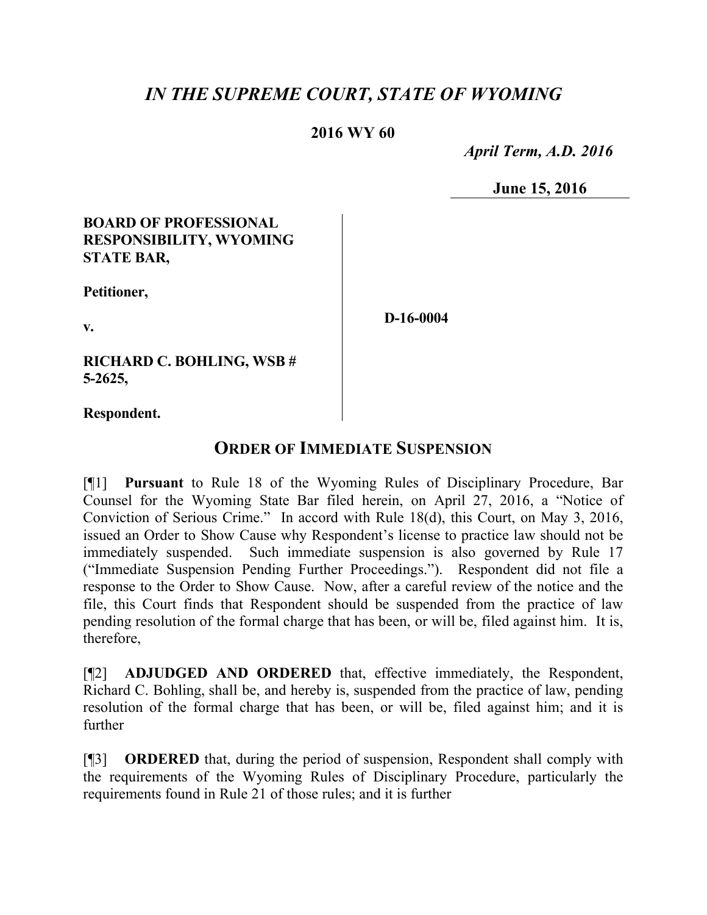# *IN THE SUPREME COURT, STATE OF WYOMING*

**2016 WY 60**

*April Term, A.D. 2016*

**June 15, 2016**

**BOARD OF PROFESSIONAL RESPONSIBILITY, WYOMING STATE BAR,**

**Petitioner,**

**v.**

**RICHARD C. BOHLING, WSB # 5-2625,**

**Respondent.**

**D-16-0004**

## ORDER OF IMMEDIATE SUSPENSION

[¶1] **Pursuant** to Rule 18 of the Wyoming Rules of Disciplinary Procedure, Bar Counsel for the Wyoming State Bar filed herein, on April 27, 2016, a "Notice of Conviction of Serious Crime." In accord with Rule 18(d), this Court, on May 3, 2016, issued an Order to Show Cause why Respondent's license to practice law should not be immediately suspended. Such immediate suspension is also governed by Rule 17 ("Immediate Suspension Pending Further Proceedings."). Respondent did not file a response to the Order to Show Cause. Now, after a careful review of the notice and the file, this Court finds that Respondent should be suspended from the practice of law pending resolution of the formal charge that has been, or will be, filed against him. It is, therefore,

[¶2] **ADJUDGED AND ORDERED** that, effective immediately, the Respondent, Richard C. Bohling, shall be, and hereby is, suspended from the practice of law, pending resolution of the formal charge that has been, or will be, filed against him; and it is further

[¶3] **ORDERED** that, during the period of suspension, Respondent shall comply with the requirements of the Wyoming Rules of Disciplinary Procedure, particularly the requirements found in Rule 21 of those rules; and it is further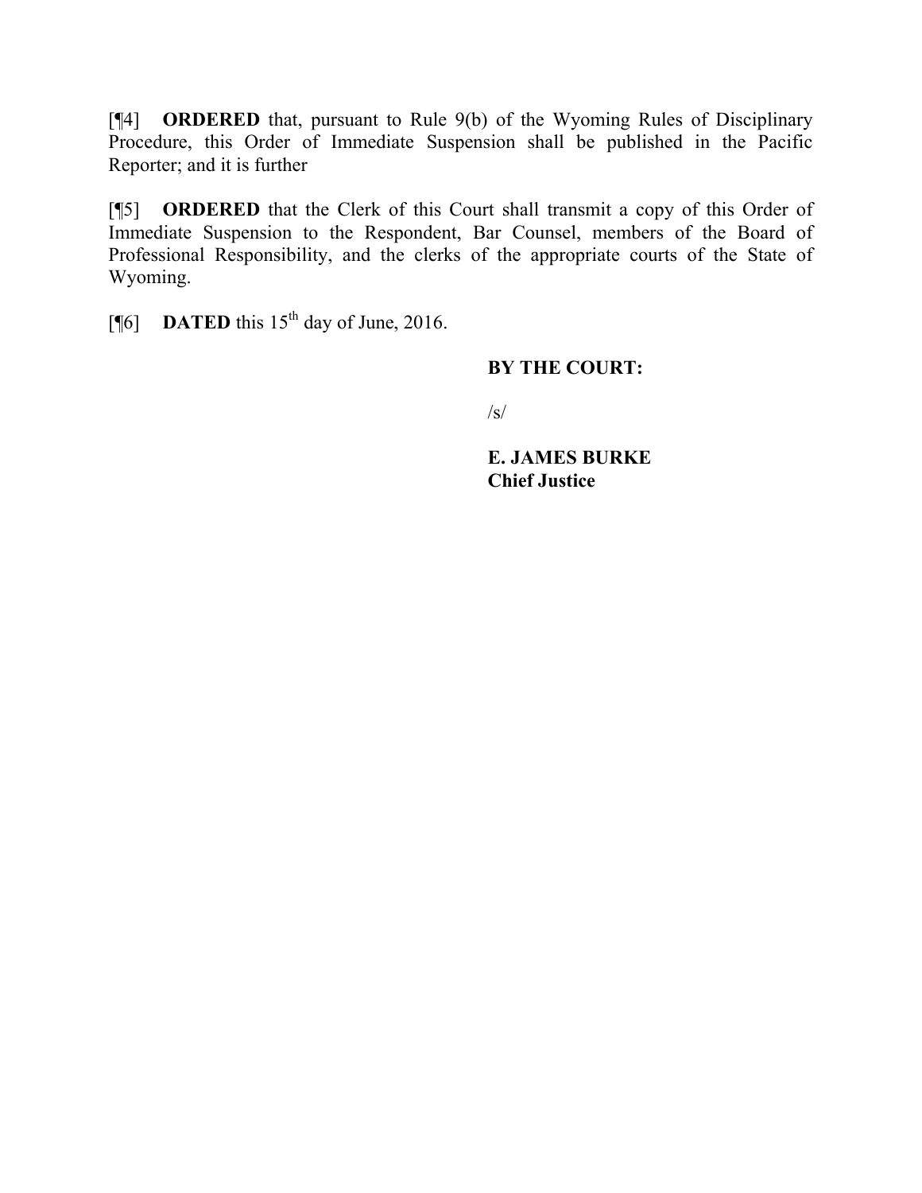[¶4] **ORDERED** that, pursuant to Rule 9(b) of the Wyoming Rules of Disciplinary Procedure, this Order of Immediate Suspension shall be published in the Pacific Reporter; and it is further

[¶5] **ORDERED** that the Clerk of this Court shall transmit a copy of this Order of Immediate Suspension to the Respondent, Bar Counsel, members of the Board of Professional Responsibility, and the clerks of the appropriate courts of the State of Wyoming.

[¶6] **DATED** this 15th day of June, 2016.

**BY THE COURT:**

/s/

**E. JAMES BURKE**
**Chief Justice**